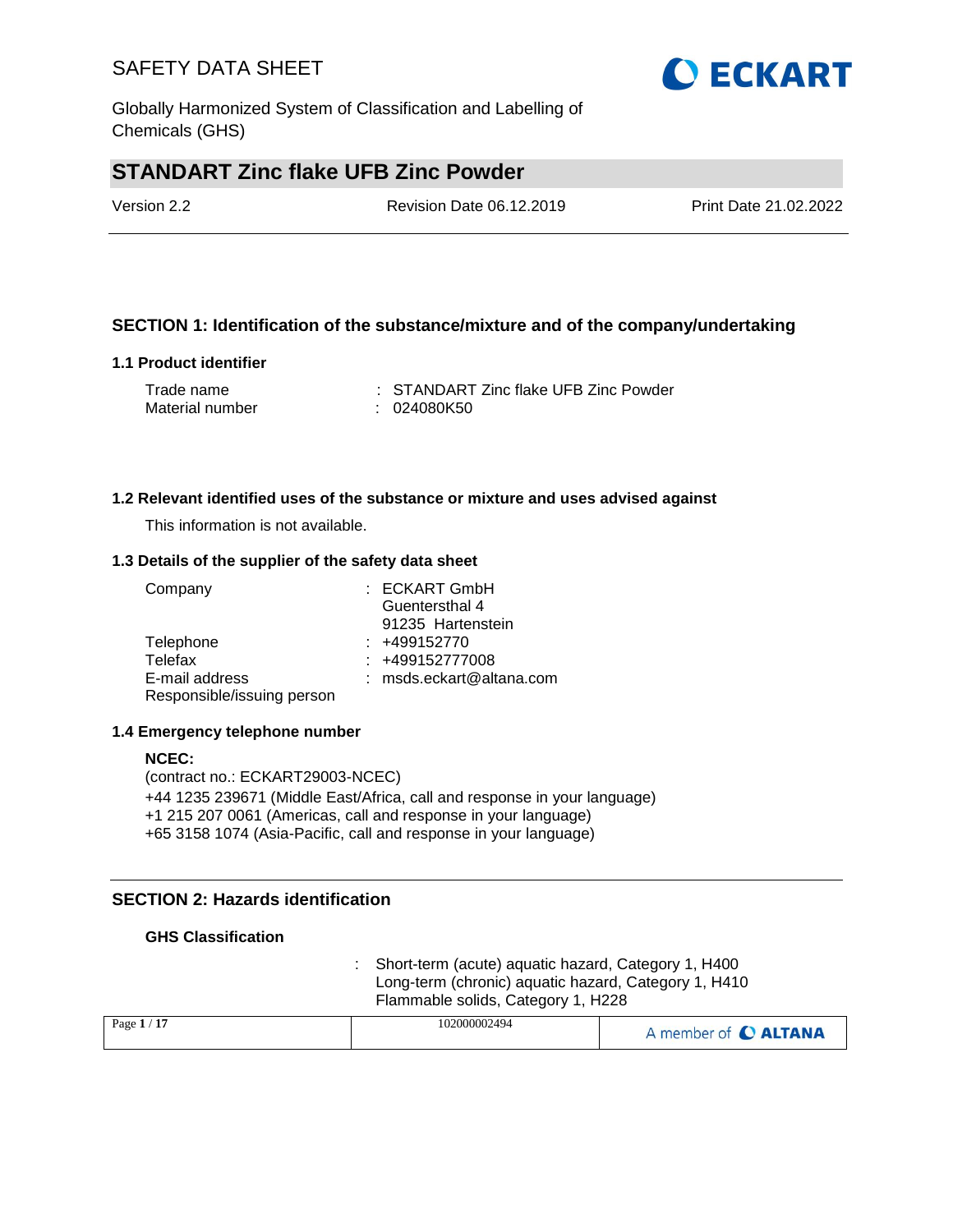# STANDART Zinc flake UFB Zinc Powder

Version 2.2 | Revision Date 06.12.2019 | Print Date 21.02.2022

## SECTION 1: Identification of the substance/mixture and of the company/undertaking

### 1.1 Product identifier

| | |
|---|---|
| Trade name | : STANDART Zinc flake UFB Zinc Powder |
| Material number | : 024080K50 |

### 1.2 Relevant identified uses of the substance or mixture and uses advised against

This information is not available.

### 1.3 Details of the supplier of the safety data sheet

| | |
|---|---|
| Company | : ECKART GmbH<br>Guentersthal 4<br>91235 Hartenstein |
| Telephone | : +499152770 |
| Telefax | : +499152777008 |
| E-mail address | : msds.eckart@altana.com |
| Responsible/issuing person | |

### 1.4 Emergency telephone number

**NCEC:**
(contract no.: ECKART29003-NCEC)
+44 1235 239671 (Middle East/Africa, call and response in your language)
+1 215 207 0061 (Americas, call and response in your language)
+65 3158 1074 (Asia-Pacific, call and response in your language)

## SECTION 2: Hazards identification

**GHS Classification**

: Short-term (acute) aquatic hazard, Category 1, H400
Long-term (chronic) aquatic hazard, Category 1, H410
Flammable solids, Category 1, H228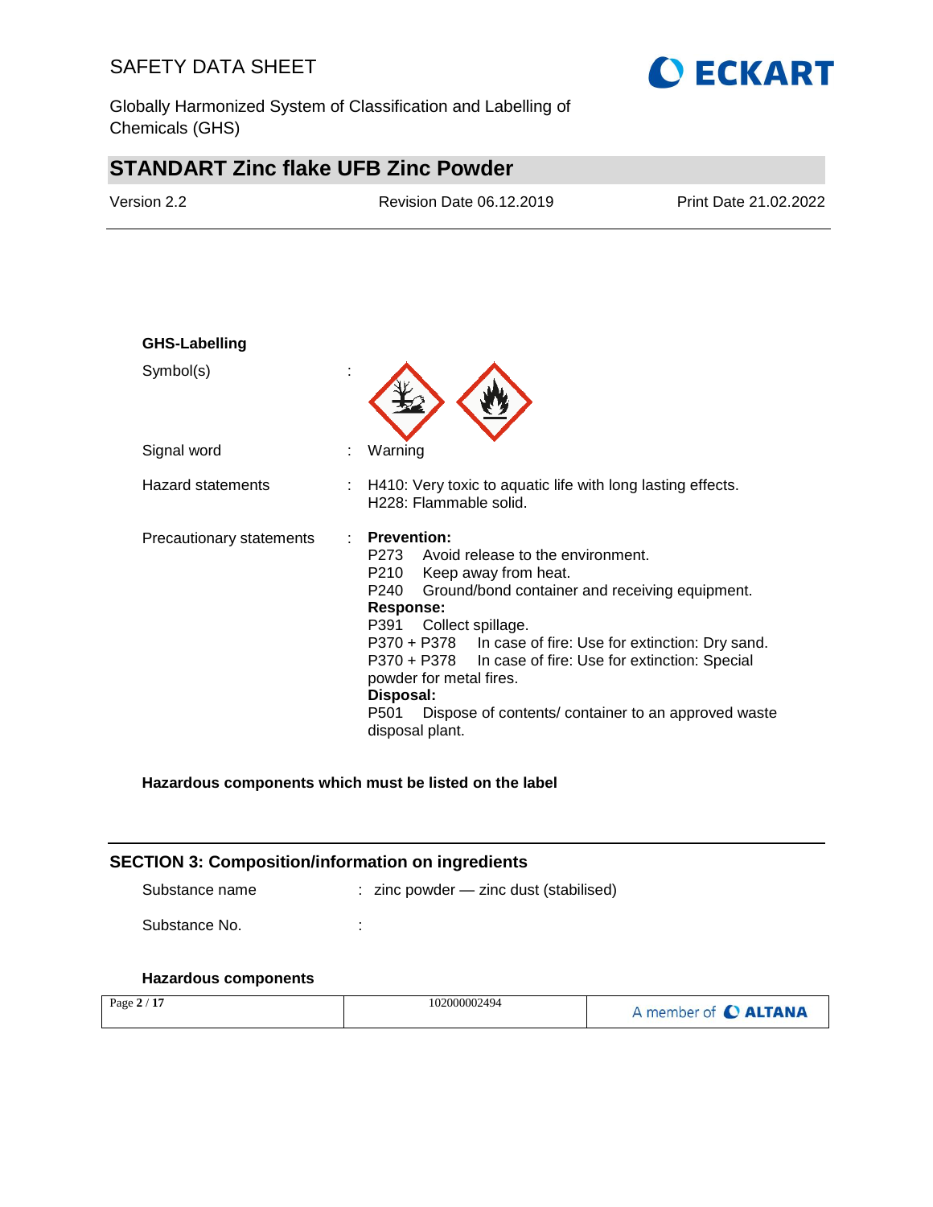**GHS-Labelling**

| | | |
|---|---|---|
| Symbol(s) | : | |
| Signal word | : | Warning |
| Hazard statements | : | H410: Very toxic to aquatic life with long lasting effects.<br>H228: Flammable solid. |
| Precautionary statements | : | **Prevention:**<br>P273 Avoid release to the environment.<br>P210 Keep away from heat.<br>P240 Ground/bond container and receiving equipment.<br>**Response:**<br>P391 Collect spillage.<br>P370 + P378 In case of fire: Use for extinction: Dry sand.<br>P370 + P378 In case of fire: Use for extinction: Special powder for metal fires.<br>**Disposal:**<br>P501 Dispose of contents/ container to an approved waste disposal plant. |

**Hazardous components which must be listed on the label**

## SECTION 3: Composition/information on ingredients

| | | |
|---|---|---|
| Substance name | : | zinc powder — zinc dust (stabilised) |
| Substance No. | : | |

**Hazardous components**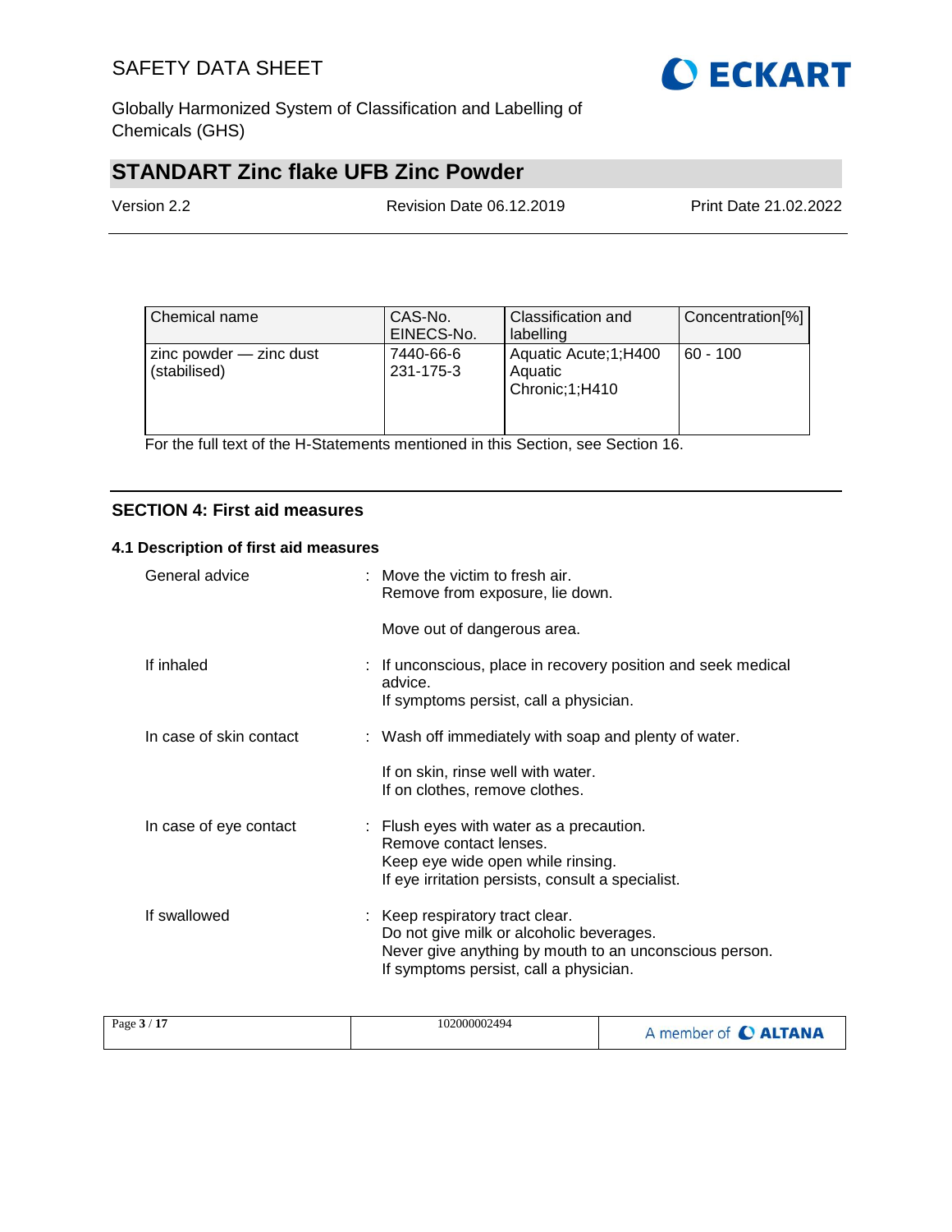| Chemical name | CAS-No. EINECS-No. | Classification and labelling | Concentration[%] |
| --- | --- | --- | --- |
| zinc powder — zinc dust (stabilised) | 7440-66-6 231-175-3 | Aquatic Acute;1;H400 Aquatic Chronic;1;H410 | 60 - 100 |

For the full text of the H-Statements mentioned in this Section, see Section 16.

## SECTION 4: First aid measures

### 4.1 Description of first aid measures

**General advice** : Move the victim to fresh air.
Remove from exposure, lie down.

Move out of dangerous area.

**If inhaled** : If unconscious, place in recovery position and seek medical advice.
If symptoms persist, call a physician.

**In case of skin contact** : Wash off immediately with soap and plenty of water.

If on skin, rinse well with water.
If on clothes, remove clothes.

**In case of eye contact** : Flush eyes with water as a precaution.
Remove contact lenses.
Keep eye wide open while rinsing.
If eye irritation persists, consult a specialist.

**If swallowed** : Keep respiratory tract clear.
Do not give milk or alcoholic beverages.
Never give anything by mouth to an unconscious person.
If symptoms persist, call a physician.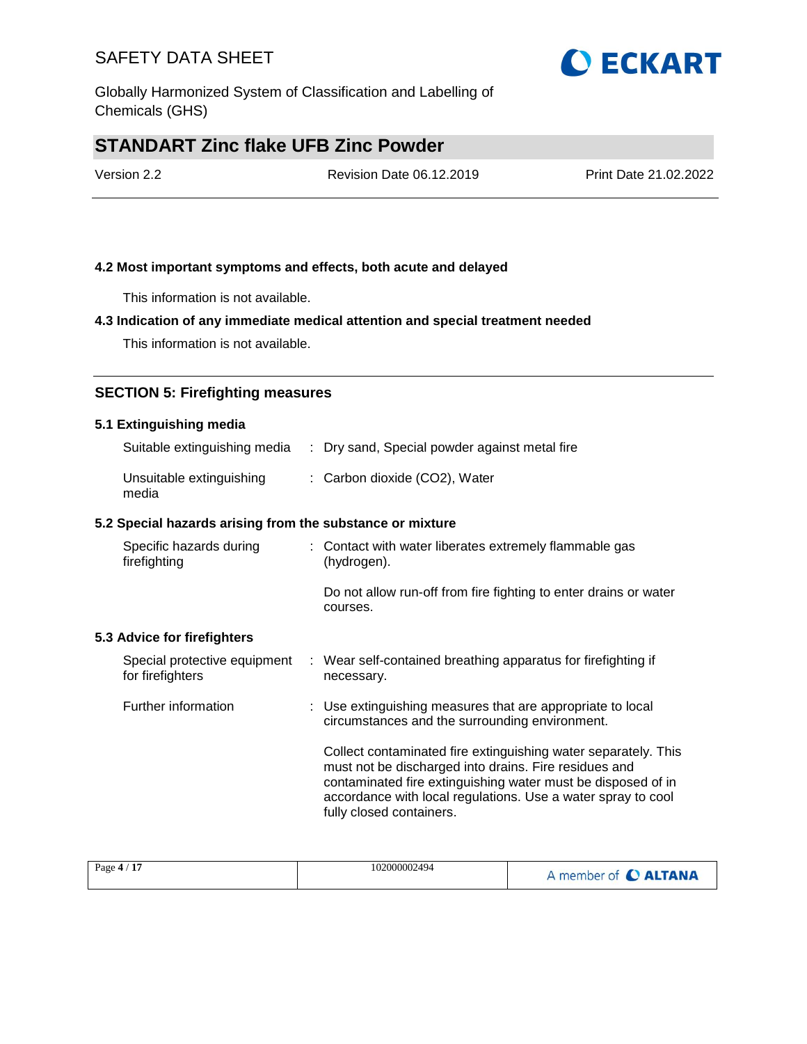### 4.2 Most important symptoms and effects, both acute and delayed

This information is not available.

### 4.3 Indication of any immediate medical attention and special treatment needed

This information is not available.

## SECTION 5: Firefighting measures

### 5.1 Extinguishing media

| | |
|---|---|
| Suitable extinguishing media | : Dry sand, Special powder against metal fire |
| Unsuitable extinguishing media | : Carbon dioxide (CO2), Water |

### 5.2 Special hazards arising from the substance or mixture

| | |
|---|---|
| Specific hazards during firefighting | : Contact with water liberates extremely flammable gas (hydrogen).<br><br>Do not allow run-off from fire fighting to enter drains or water courses. |

### 5.3 Advice for firefighters

| | |
|---|---|
| Special protective equipment for firefighters | : Wear self-contained breathing apparatus for firefighting if necessary. |
| Further information | : Use extinguishing measures that are appropriate to local circumstances and the surrounding environment.<br><br>Collect contaminated fire extinguishing water separately. This must not be discharged into drains. Fire residues and contaminated fire extinguishing water must be disposed of in accordance with local regulations. Use a water spray to cool fully closed containers. |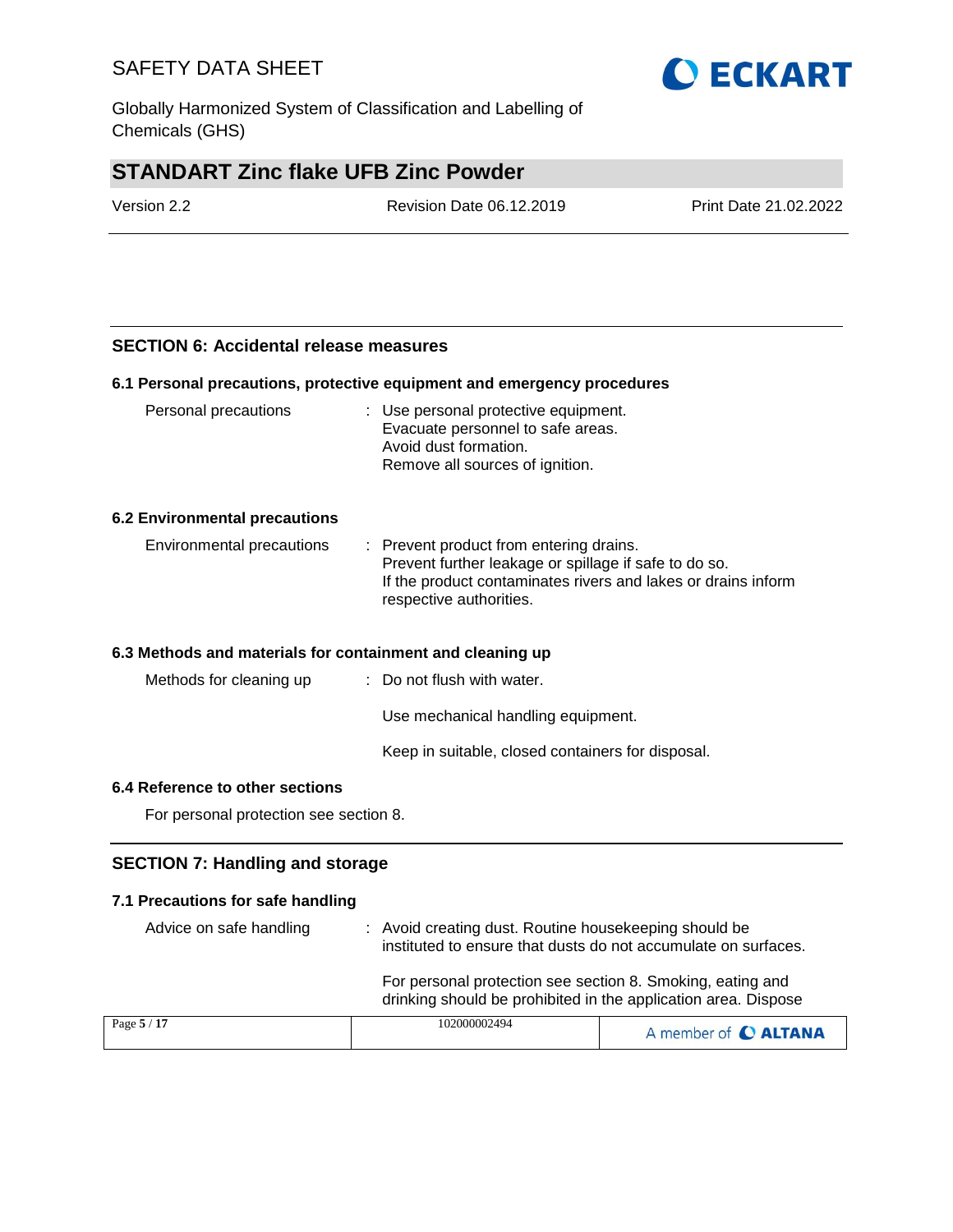## SECTION 6: Accidental release measures

### 6.1 Personal precautions, protective equipment and emergency procedures

| | |
|---|---|
| Personal precautions | : Use personal protective equipment.<br>Evacuate personnel to safe areas.<br>Avoid dust formation.<br>Remove all sources of ignition. |

### 6.2 Environmental precautions

| | |
|---|---|
| Environmental precautions | : Prevent product from entering drains.<br>Prevent further leakage or spillage if safe to do so.<br>If the product contaminates rivers and lakes or drains inform respective authorities. |

### 6.3 Methods and materials for containment and cleaning up

| | |
|---|---|
| Methods for cleaning up | : Do not flush with water.<br><br>Use mechanical handling equipment.<br><br>Keep in suitable, closed containers for disposal. |

### 6.4 Reference to other sections

For personal protection see section 8.

## SECTION 7: Handling and storage

### 7.1 Precautions for safe handling

| | |
|---|---|
| Advice on safe handling | : Avoid creating dust. Routine housekeeping should be instituted to ensure that dusts do not accumulate on surfaces.<br><br>For personal protection see section 8. Smoking, eating and drinking should be prohibited in the application area. Dispose |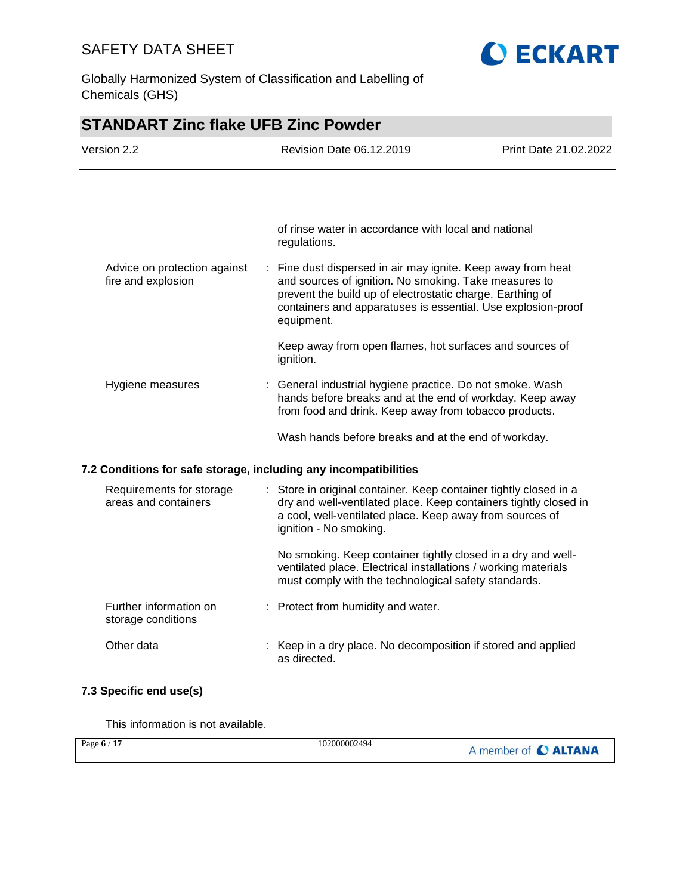of rinse water in accordance with local and national regulations.

| | |
|---|---|
| Advice on protection against fire and explosion | : Fine dust dispersed in air may ignite. Keep away from heat and sources of ignition. No smoking. Take measures to prevent the build up of electrostatic charge. Earthing of containers and apparatuses is essential. Use explosion-proof equipment.<br><br>Keep away from open flames, hot surfaces and sources of ignition. |
| Hygiene measures | : General industrial hygiene practice. Do not smoke. Wash hands before breaks and at the end of workday. Keep away from food and drink. Keep away from tobacco products.<br><br>Wash hands before breaks and at the end of workday. |

### 7.2 Conditions for safe storage, including any incompatibilities

| | |
|---|---|
| Requirements for storage areas and containers | : Store in original container. Keep container tightly closed in a dry and well-ventilated place. Keep containers tightly closed in a cool, well-ventilated place. Keep away from sources of ignition - No smoking.<br><br>No smoking. Keep container tightly closed in a dry and well-ventilated place. Electrical installations / working materials must comply with the technological safety standards. |
| Further information on storage conditions | : Protect from humidity and water. |
| Other data | : Keep in a dry place. No decomposition if stored and applied as directed. |

### 7.3 Specific end use(s)

This information is not available.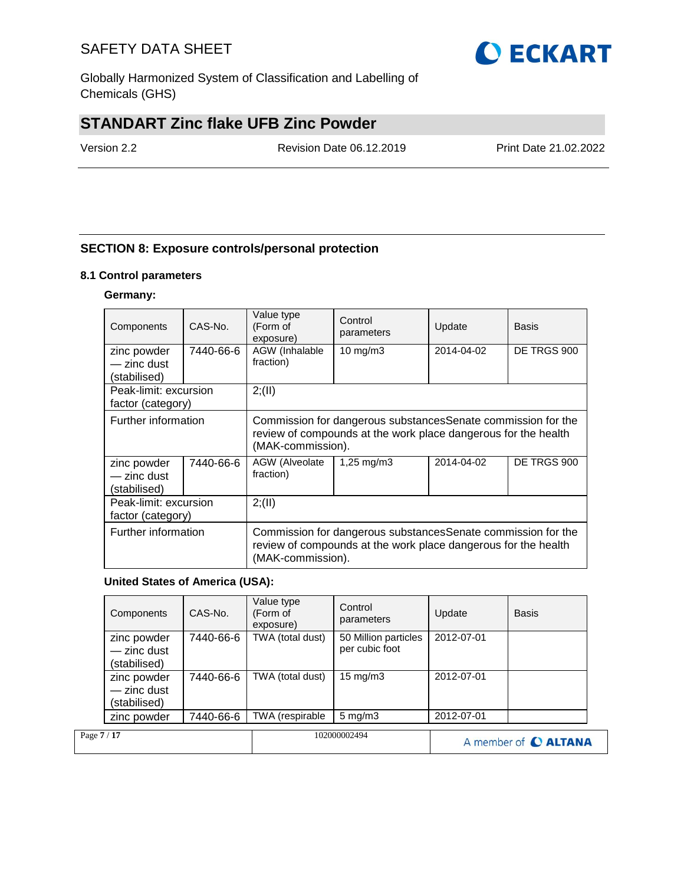## SECTION 8: Exposure controls/personal protection

### 8.1 Control parameters

**Germany:**

| Components | CAS-No. | Value type (Form of exposure) | Control parameters | Update | Basis |
|---|---|---|---|---|---|
| zinc powder — zinc dust (stabilised) | 7440-66-6 | AGW (Inhalable fraction) | 10 mg/m3 | 2014-04-02 | DE TRGS 900 |
| Peak-limit: excursion factor (category) | | 2;(II) | | | |
| Further information | | Commission for dangerous substancesSenate commission for the review of compounds at the work place dangerous for the health (MAK-commission). | | | |
| zinc powder — zinc dust (stabilised) | 7440-66-6 | AGW (Alveolate fraction) | 1,25 mg/m3 | 2014-04-02 | DE TRGS 900 |
| Peak-limit: excursion factor (category) | | 2;(II) | | | |
| Further information | | Commission for dangerous substancesSenate commission for the review of compounds at the work place dangerous for the health (MAK-commission). | | | |

**United States of America (USA):**

| Components | CAS-No. | Value type (Form of exposure) | Control parameters | Update | Basis |
|---|---|---|---|---|---|
| zinc powder — zinc dust (stabilised) | 7440-66-6 | TWA (total dust) | 50 Million particles per cubic foot | 2012-07-01 | |
| zinc powder — zinc dust (stabilised) | 7440-66-6 | TWA (total dust) | 15 mg/m3 | 2012-07-01 | |
| zinc powder | 7440-66-6 | TWA (respirable | 5 mg/m3 | 2012-07-01 | |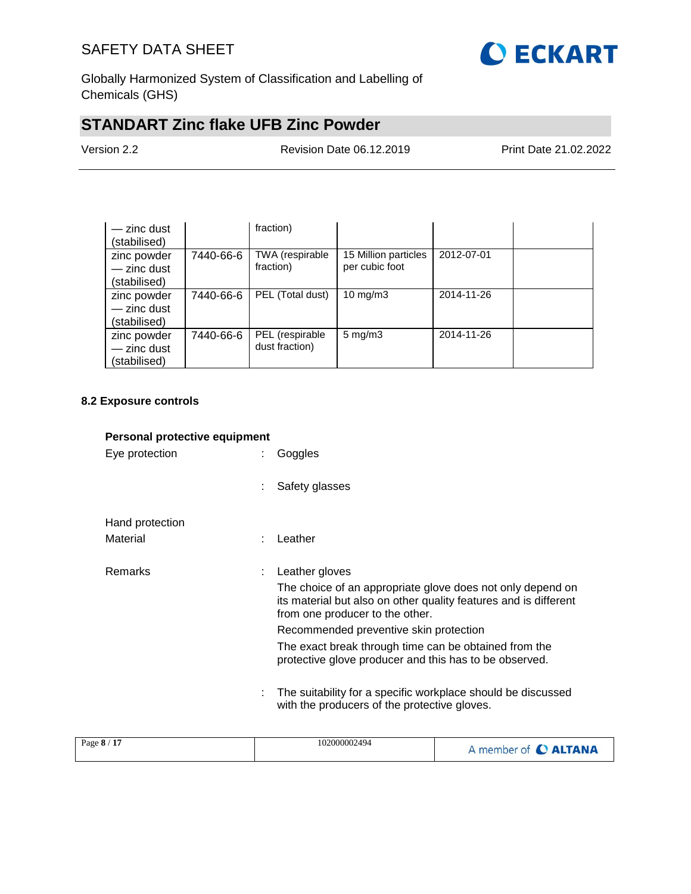| | | | | | |
|---|---|---|---|---|---|
| — zinc dust (stabilised) | | fraction) | | | |
| zinc powder — zinc dust (stabilised) | 7440-66-6 | TWA (respirable fraction) | 15 Million particles per cubic foot | 2012-07-01 | |
| zinc powder — zinc dust (stabilised) | 7440-66-6 | PEL (Total dust) | 10 mg/m3 | 2014-11-26 | |
| zinc powder — zinc dust (stabilised) | 7440-66-6 | PEL (respirable dust fraction) | 5 mg/m3 | 2014-11-26 | |

### 8.2 Exposure controls

**Personal protective equipment**

Eye protection : Goggles

: Safety glasses

Hand protection

Material : Leather

Remarks : Leather gloves

The choice of an appropriate glove does not only depend on its material but also on other quality features and is different from one producer to the other.

Recommended preventive skin protection

The exact break through time can be obtained from the protective glove producer and this has to be observed.

: The suitability for a specific workplace should be discussed with the producers of the protective gloves.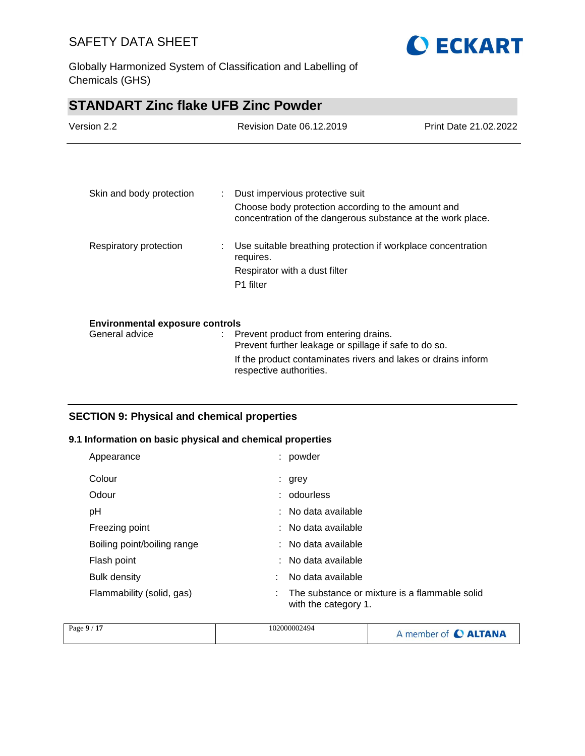| | | |
|---|---|---|
| Skin and body protection | : | Dust impervious protective suit<br>Choose body protection according to the amount and concentration of the dangerous substance at the work place. |
| Respiratory protection | : | Use suitable breathing protection if workplace concentration requires.<br>Respirator with a dust filter<br>P1 filter |

**Environmental exposure controls**

| | | |
|---|---|---|
| General advice | : | Prevent product from entering drains.<br>Prevent further leakage or spillage if safe to do so.<br>If the product contaminates rivers and lakes or drains inform respective authorities. |

## SECTION 9: Physical and chemical properties

### 9.1 Information on basic physical and chemical properties

| | | |
|---|---|---|
| Appearance | : | powder |
| Colour | : | grey |
| Odour | : | odourless |
| pH | : | No data available |
| Freezing point | : | No data available |
| Boiling point/boiling range | : | No data available |
| Flash point | : | No data available |
| Bulk density | : | No data available |
| Flammability (solid, gas) | : | The substance or mixture is a flammable solid with the category 1. |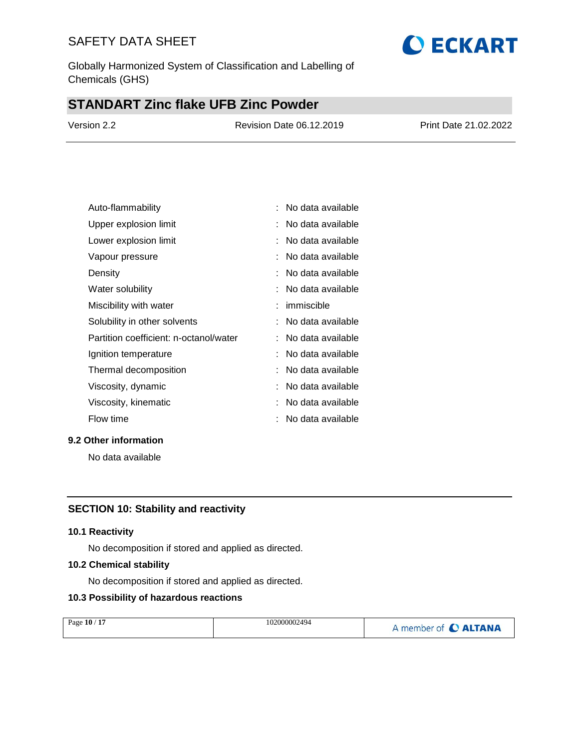| Property | | Value |
|---|---|---|
| Auto-flammability | : | No data available |
| Upper explosion limit | : | No data available |
| Lower explosion limit | : | No data available |
| Vapour pressure | : | No data available |
| Density | : | No data available |
| Water solubility | : | No data available |
| Miscibility with water | : | immiscible |
| Solubility in other solvents | : | No data available |
| Partition coefficient: n-octanol/water | : | No data available |
| Ignition temperature | : | No data available |
| Thermal decomposition | : | No data available |
| Viscosity, dynamic | : | No data available |
| Viscosity, kinematic | : | No data available |
| Flow time | : | No data available |

### 9.2 Other information

No data available

## SECTION 10: Stability and reactivity

### 10.1 Reactivity

No decomposition if stored and applied as directed.

### 10.2 Chemical stability

No decomposition if stored and applied as directed.

### 10.3 Possibility of hazardous reactions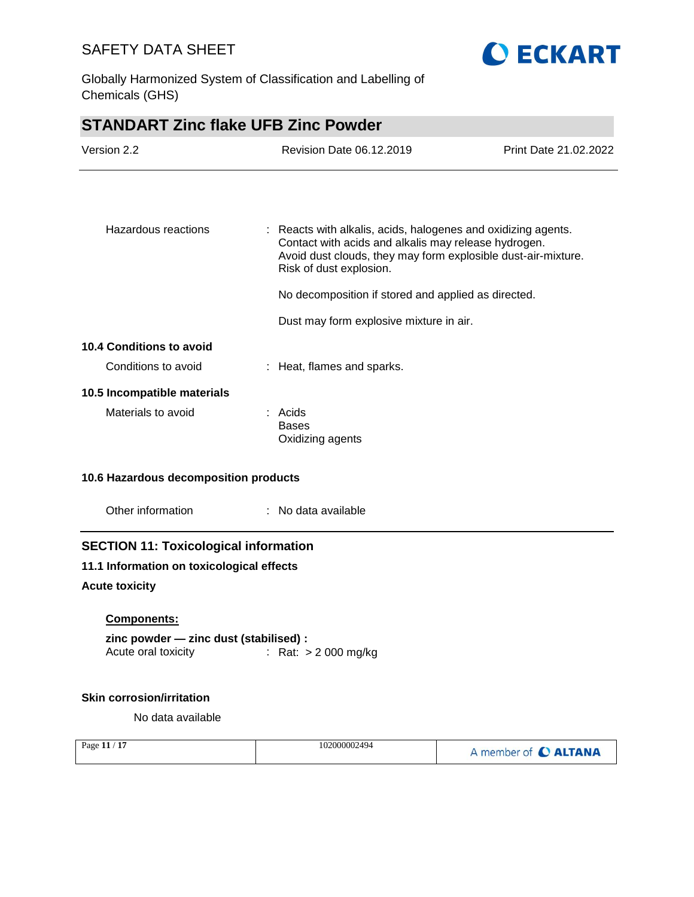Hazardous reactions : Reacts with alkalis, acids, halogenes and oxidizing agents. Contact with acids and alkalis may release hydrogen. Avoid dust clouds, they may form explosible dust-air-mixture. Risk of dust explosion.

No decomposition if stored and applied as directed.

Dust may form explosive mixture in air.

### 10.4 Conditions to avoid

Conditions to avoid : Heat, flames and sparks.

### 10.5 Incompatible materials

Materials to avoid : Acids
Bases
Oxidizing agents

### 10.6 Hazardous decomposition products

Other information : No data available

## SECTION 11: Toxicological information

### 11.1 Information on toxicological effects

**Acute toxicity**

**Components:**

**zinc powder — zinc dust (stabilised) :**
Acute oral toxicity : Rat: > 2 000 mg/kg

**Skin corrosion/irritation**

No data available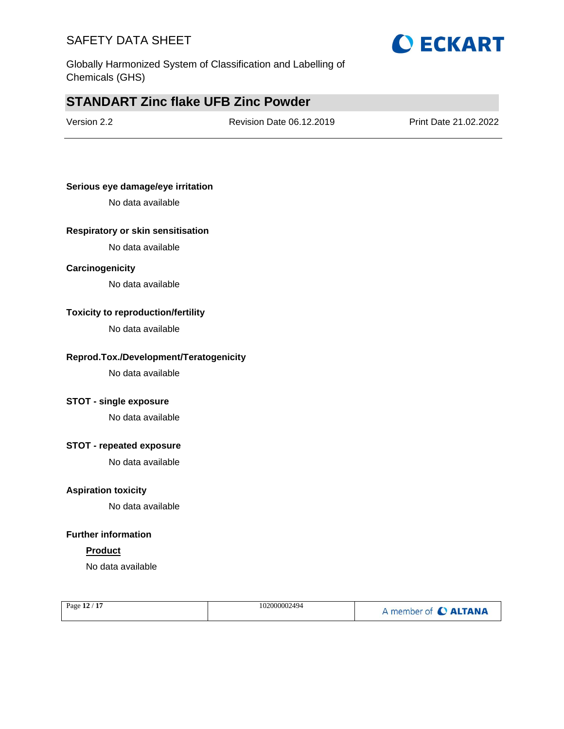**Serious eye damage/eye irritation**

No data available

**Respiratory or skin sensitisation**

No data available

**Carcinogenicity**

No data available

**Toxicity to reproduction/fertility**

No data available

**Reprod.Tox./Development/Teratogenicity**

No data available

**STOT - single exposure**

No data available

**STOT - repeated exposure**

No data available

**Aspiration toxicity**

No data available

**Further information**

**Product**

No data available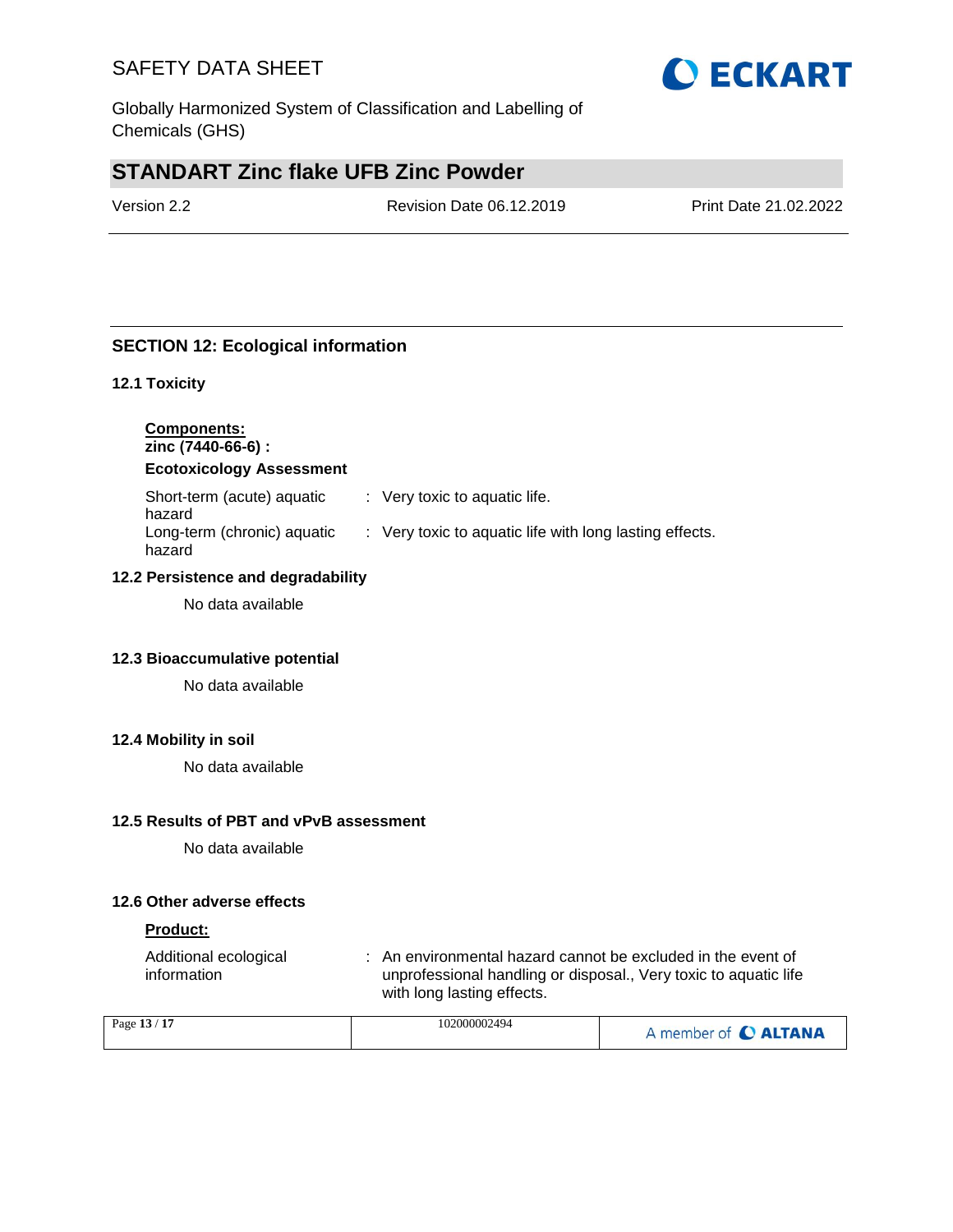## SECTION 12: Ecological information

### 12.1 Toxicity

**Components:**

**zinc (7440-66-6) :**

**Ecotoxicology Assessment**

| | | |
|---|---|---|
| Short-term (acute) aquatic hazard | : | Very toxic to aquatic life. |
| Long-term (chronic) aquatic hazard | : | Very toxic to aquatic life with long lasting effects. |

### 12.2 Persistence and degradability

No data available

### 12.3 Bioaccumulative potential

No data available

### 12.4 Mobility in soil

No data available

### 12.5 Results of PBT and vPvB assessment

No data available

### 12.6 Other adverse effects

**Product:**

| | | |
|---|---|---|
| Additional ecological information | : | An environmental hazard cannot be excluded in the event of unprofessional handling or disposal., Very toxic to aquatic life with long lasting effects. |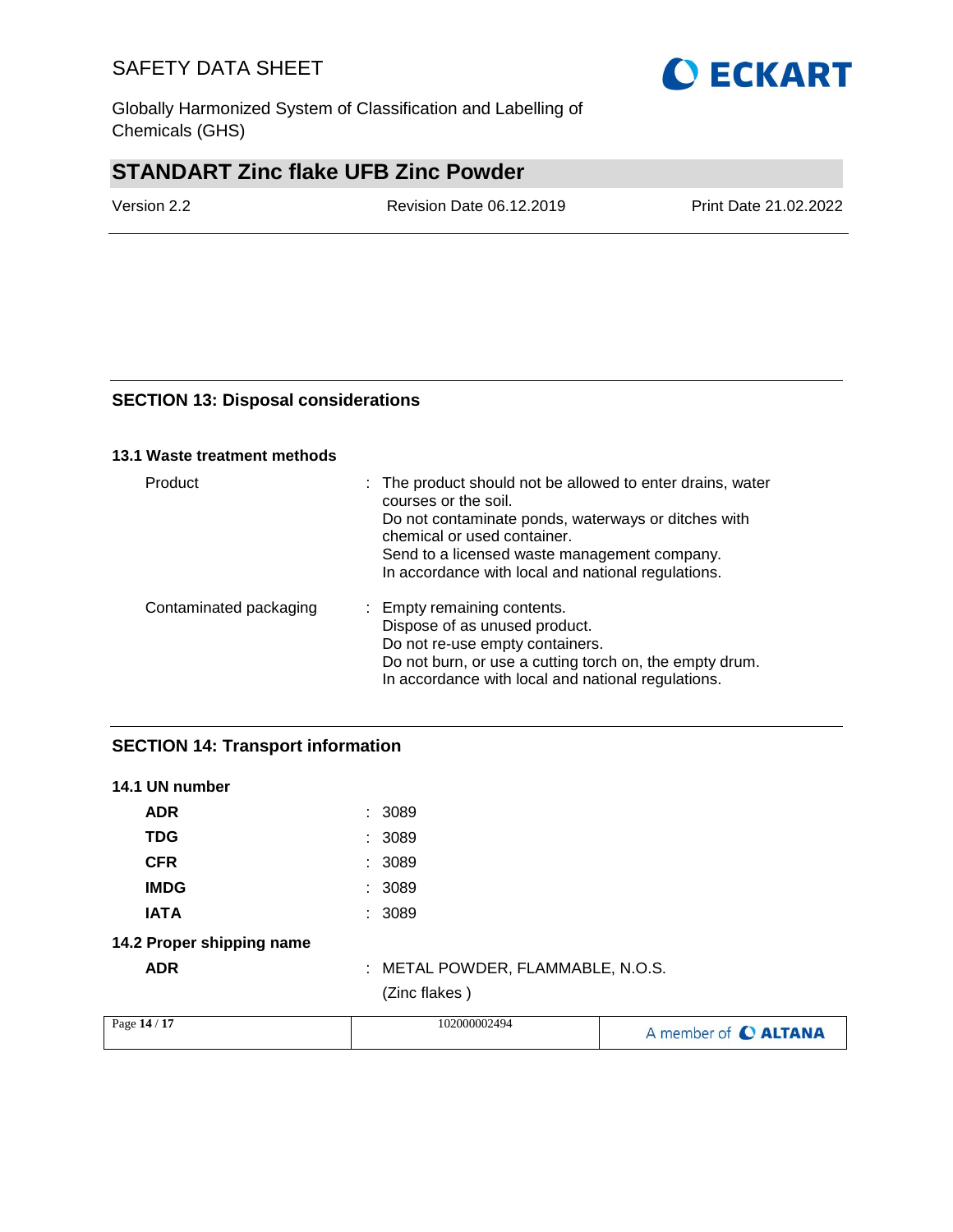## SECTION 13: Disposal considerations

### 13.1 Waste treatment methods

| | |
|---|---|
| Product | : The product should not be allowed to enter drains, water courses or the soil.<br>Do not contaminate ponds, waterways or ditches with chemical or used container.<br>Send to a licensed waste management company.<br>In accordance with local and national regulations. |
| Contaminated packaging | : Empty remaining contents.<br>Dispose of as unused product.<br>Do not re-use empty containers.<br>Do not burn, or use a cutting torch on, the empty drum.<br>In accordance with local and national regulations. |

## SECTION 14: Transport information

### 14.1 UN number

| | |
|---|---|
| **ADR** | : 3089 |
| **TDG** | : 3089 |
| **CFR** | : 3089 |
| **IMDG** | : 3089 |
| **IATA** | : 3089 |

### 14.2 Proper shipping name

| | |
|---|---|
| **ADR** | : METAL POWDER, FLAMMABLE, N.O.S.<br>(Zinc flakes ) |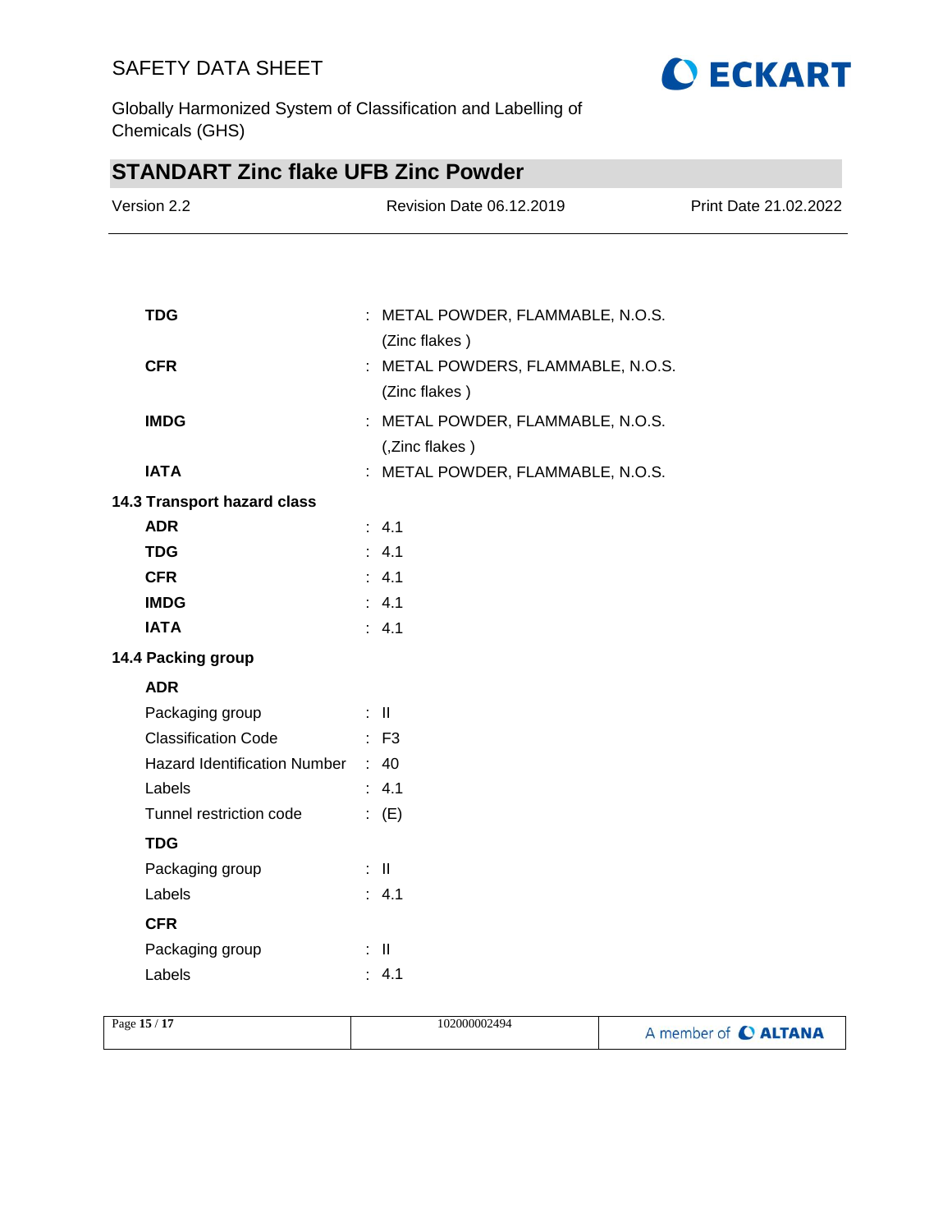**TDG** : METAL POWDER, FLAMMABLE, N.O.S. (Zinc flakes )

**CFR** : METAL POWDERS, FLAMMABLE, N.O.S. (Zinc flakes )

**IMDG** : METAL POWDER, FLAMMABLE, N.O.S. (,Zinc flakes )

**IATA** : METAL POWDER, FLAMMABLE, N.O.S.

### 14.3 Transport hazard class

| | |
|---|---|
| **ADR** | : 4.1 |
| **TDG** | : 4.1 |
| **CFR** | : 4.1 |
| **IMDG** | : 4.1 |
| **IATA** | : 4.1 |

### 14.4 Packing group

**ADR**

| | |
|---|---|
| Packaging group | : II |
| Classification Code | : F3 |
| Hazard Identification Number | : 40 |
| Labels | : 4.1 |
| Tunnel restriction code | : (E) |

**TDG**

| | |
|---|---|
| Packaging group | : II |
| Labels | : 4.1 |

**CFR**

| | |
|---|---|
| Packaging group | : II |
| Labels | : 4.1 |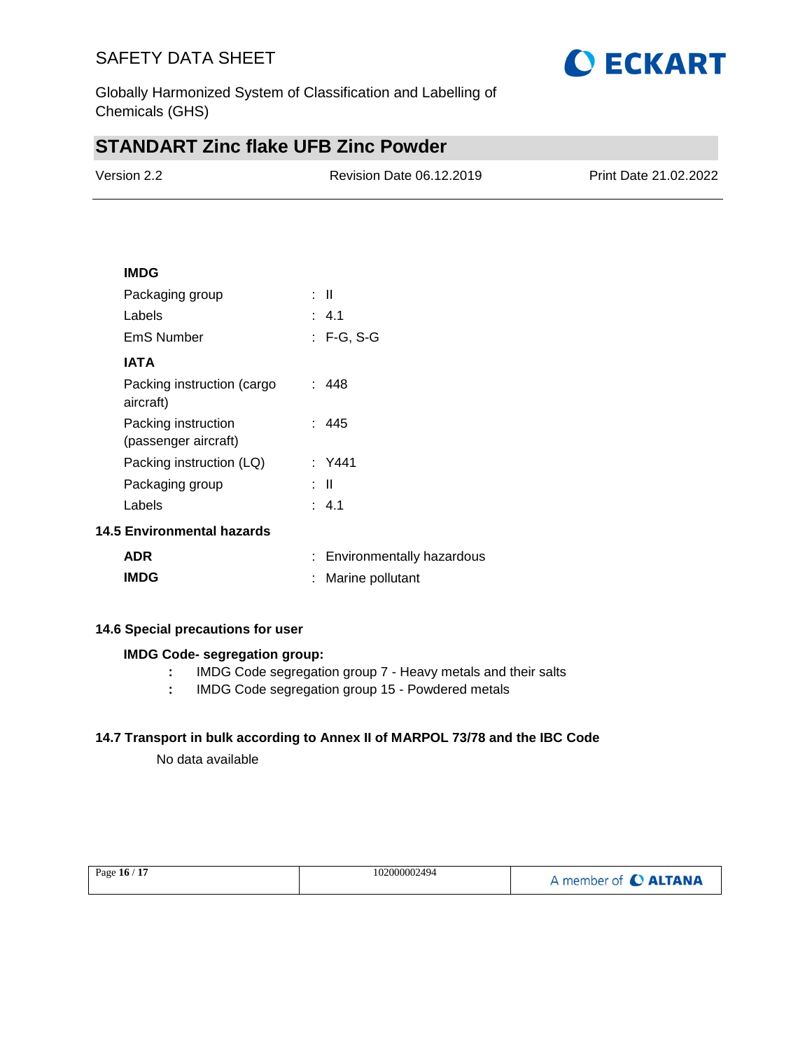**IMDG**

| | | |
|---|---|---|
| Packaging group | : | II |
| Labels | : | 4.1 |
| EmS Number | : | F-G, S-G |

**IATA**

| | | |
|---|---|---|
| Packing instruction (cargo aircraft) | : | 448 |
| Packing instruction (passenger aircraft) | : | 445 |
| Packing instruction (LQ) | : | Y441 |
| Packaging group | : | II |
| Labels | : | 4.1 |

**14.5 Environmental hazards**

| | | |
|---|---|---|
| **ADR** | : | Environmentally hazardous |
| **IMDG** | : | Marine pollutant |

**14.6 Special precautions for user**

**IMDG Code- segregation group:**

: IMDG Code segregation group 7 - Heavy metals and their salts

: IMDG Code segregation group 15 - Powdered metals

**14.7 Transport in bulk according to Annex II of MARPOL 73/78 and the IBC Code**

No data available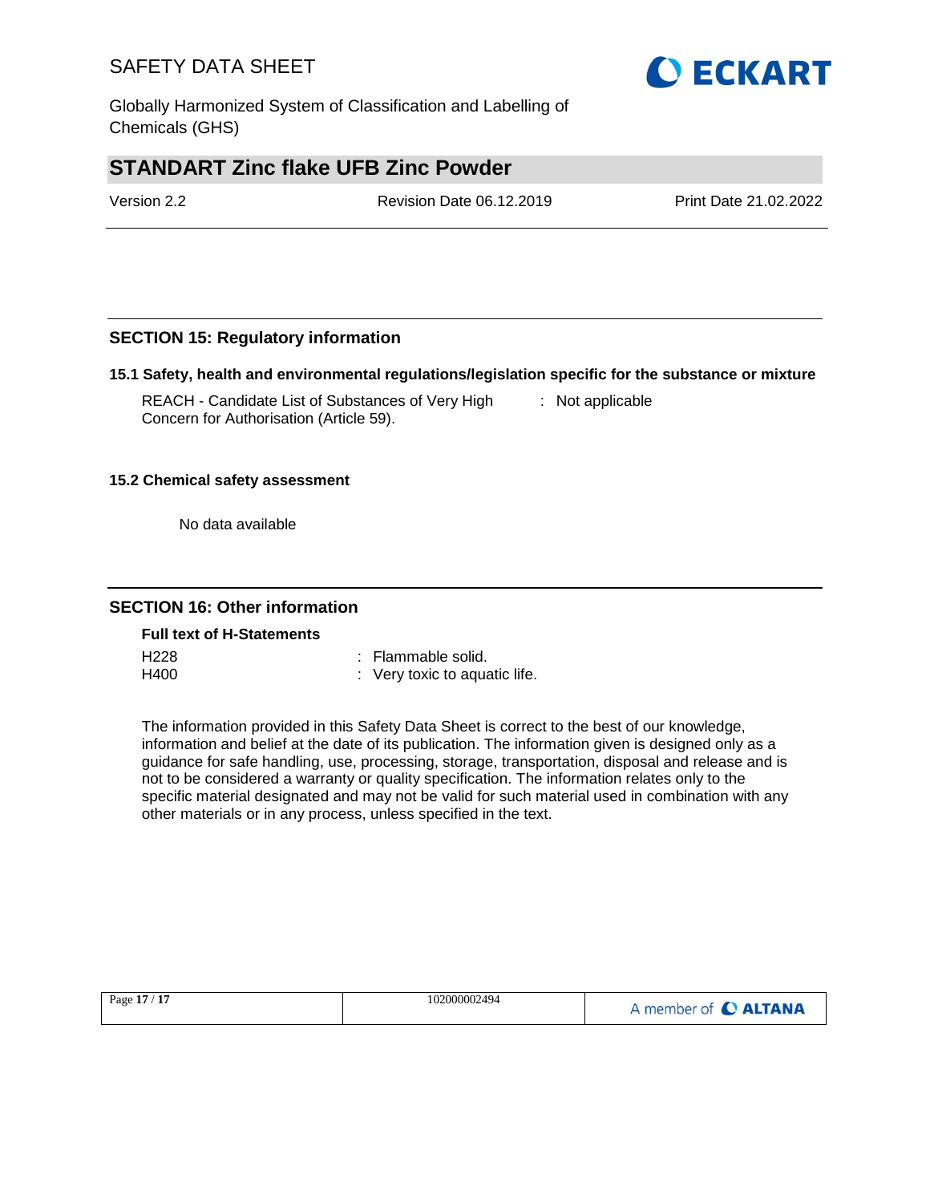## SECTION 15: Regulatory information

### 15.1 Safety, health and environmental regulations/legislation specific for the substance or mixture

| | |
|---|---|
| REACH - Candidate List of Substances of Very High Concern for Authorisation (Article 59). | : Not applicable |

### 15.2 Chemical safety assessment

No data available

## SECTION 16: Other information

**Full text of H-Statements**

| | |
|---|---|
| H228 | : Flammable solid. |
| H400 | : Very toxic to aquatic life. |

The information provided in this Safety Data Sheet is correct to the best of our knowledge, information and belief at the date of its publication. The information given is designed only as a guidance for safe handling, use, processing, storage, transportation, disposal and release and is not to be considered a warranty or quality specification. The information relates only to the specific material designated and may not be valid for such material used in combination with any other materials or in any process, unless specified in the text.